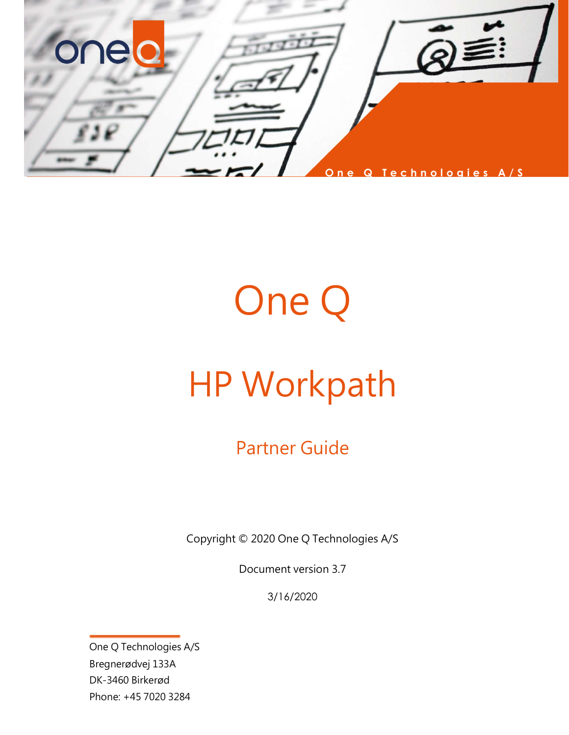One Q Technologies A/S

# One Q

# HP Workpath

## Partner Guide

Copyright © 2020 One Q Technologies A/S

Document version 3.7

3/16/2020

One Q Technologies A/S
Bregnerødvej 133A
DK-3460 Birkerød
Phone: +45 7020 3284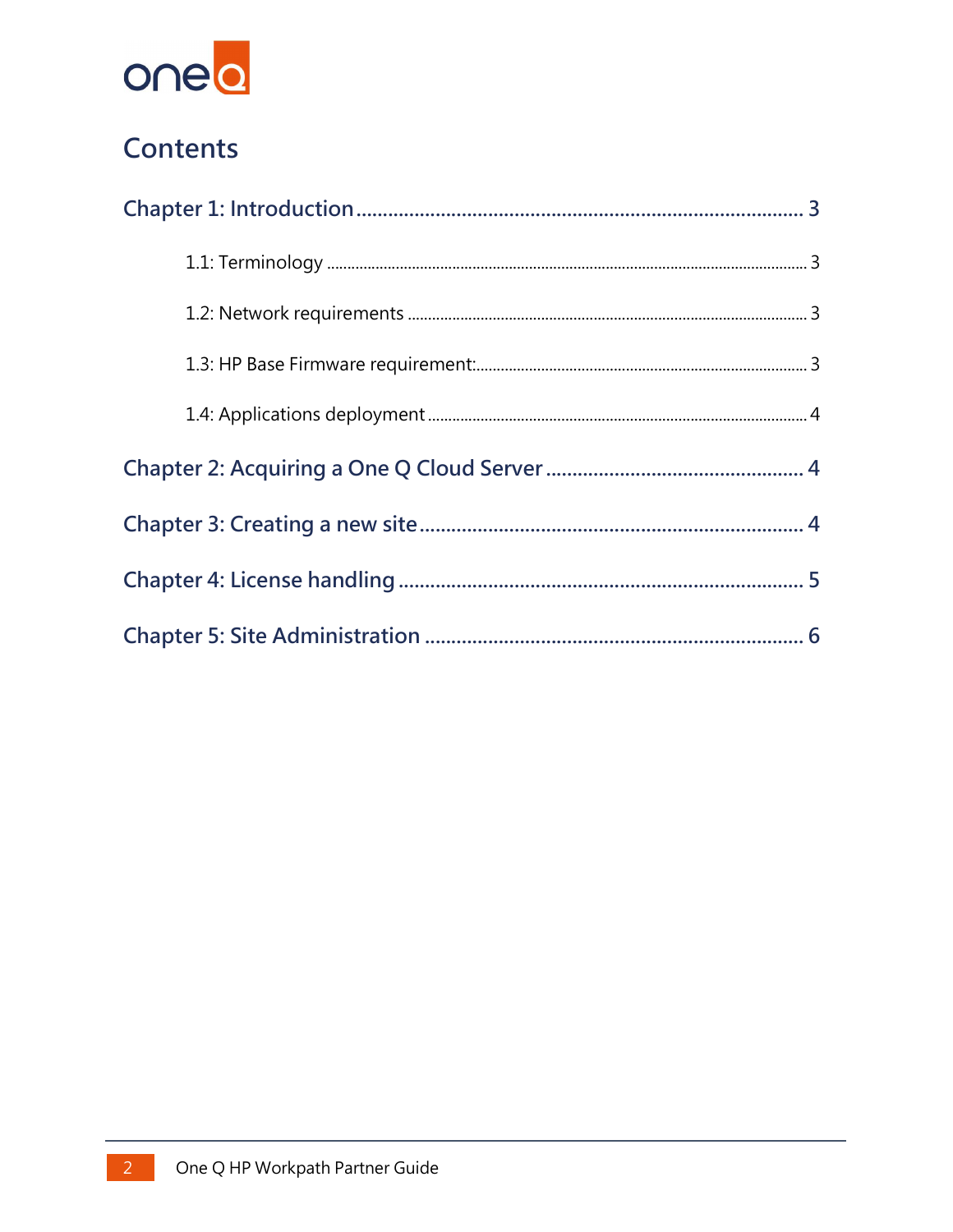# Contents

Chapter 1: Introduction ........ 3

- 1.1: Terminology ........ 3
- 1.2: Network requirements ........ 3
- 1.3: HP Base Firmware requirement: ........ 3
- 1.4: Applications deployment ........ 4

Chapter 2: Acquiring a One Q Cloud Server ........ 4

Chapter 3: Creating a new site ........ 4

Chapter 4: License handling ........ 5

Chapter 5: Site Administration ........ 6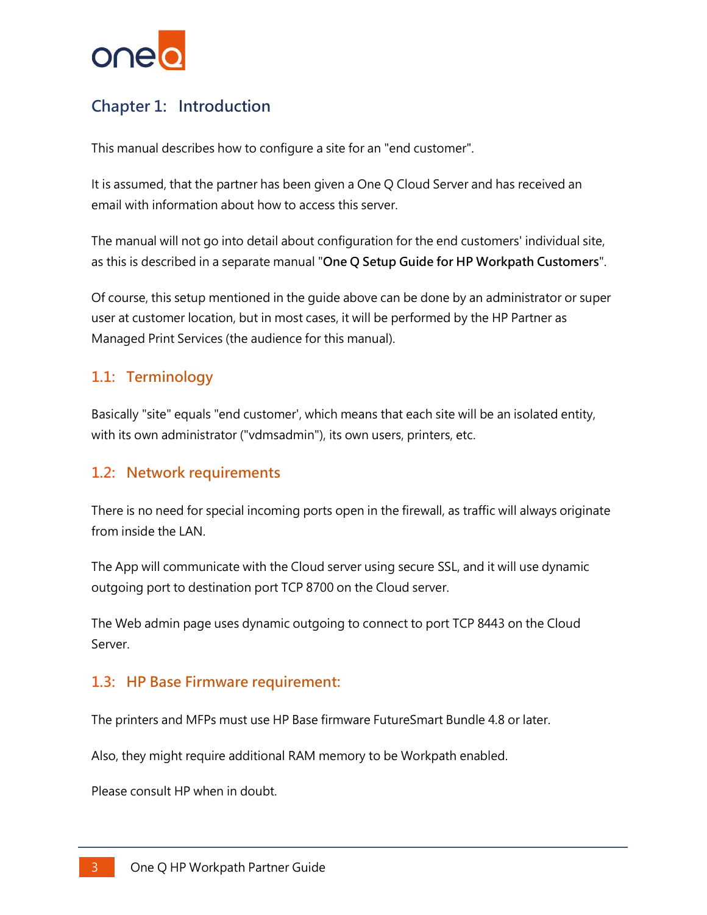# Chapter 1: Introduction

This manual describes how to configure a site for an "end customer".

It is assumed, that the partner has been given a One Q Cloud Server and has received an email with information about how to access this server.

The manual will not go into detail about configuration for the end customers' individual site, as this is described in a separate manual "**One Q Setup Guide for HP Workpath Customers**".

Of course, this setup mentioned in the guide above can be done by an administrator or super user at customer location, but in most cases, it will be performed by the HP Partner as Managed Print Services (the audience for this manual).

## 1.1: Terminology

Basically "site" equals "end customer', which means that each site will be an isolated entity, with its own administrator ("vdmsadmin"), its own users, printers, etc.

## 1.2: Network requirements

There is no need for special incoming ports open in the firewall, as traffic will always originate from inside the LAN.

The App will communicate with the Cloud server using secure SSL, and it will use dynamic outgoing port to destination port TCP 8700 on the Cloud server.

The Web admin page uses dynamic outgoing to connect to port TCP 8443 on the Cloud Server.

## 1.3: HP Base Firmware requirement:

The printers and MFPs must use HP Base firmware FutureSmart Bundle 4.8 or later.

Also, they might require additional RAM memory to be Workpath enabled.

Please consult HP when in doubt.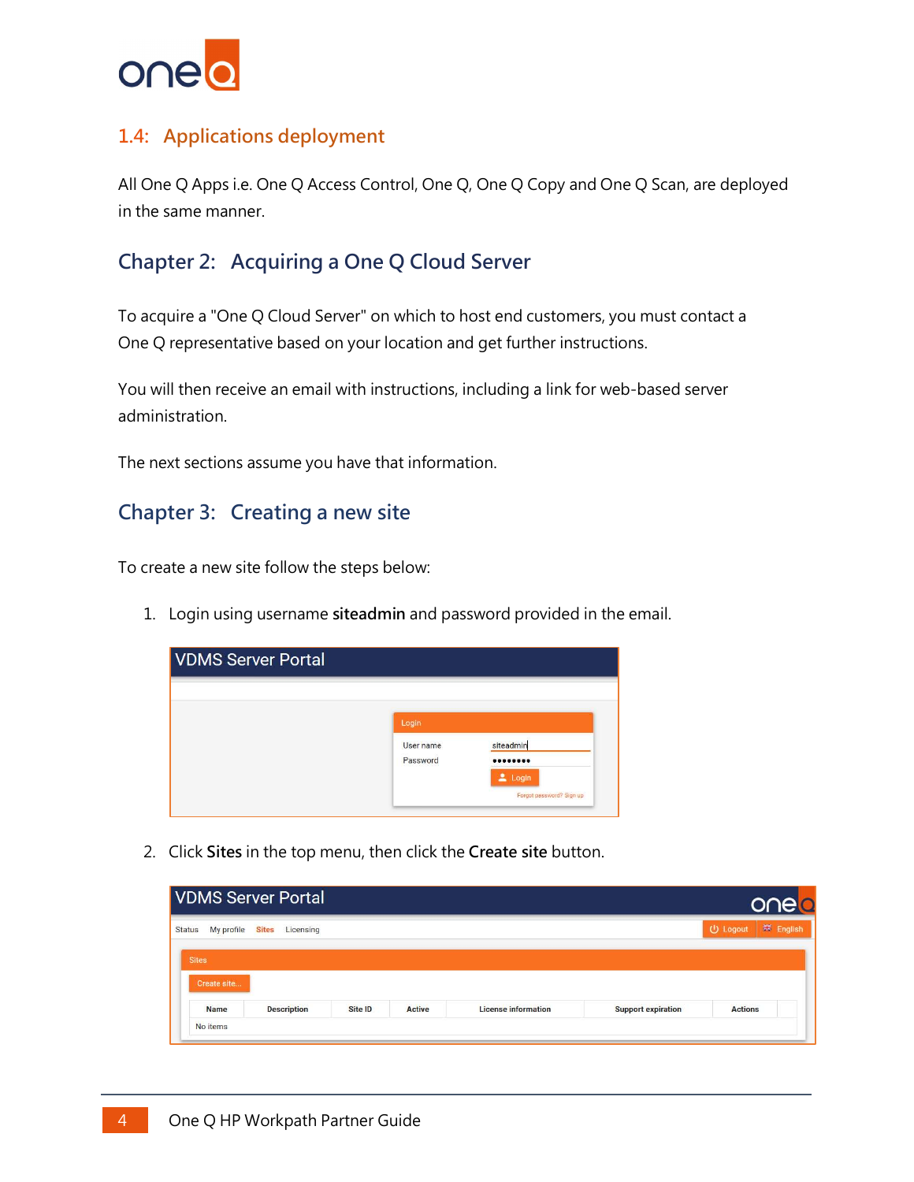## 1.4: Applications deployment

All One Q Apps i.e. One Q Access Control, One Q, One Q Copy and One Q Scan, are deployed in the same manner.

# Chapter 2: Acquiring a One Q Cloud Server

To acquire a "One Q Cloud Server" on which to host end customers, you must contact a One Q representative based on your location and get further instructions.

You will then receive an email with instructions, including a link for web-based server administration.

The next sections assume you have that information.

# Chapter 3: Creating a new site

To create a new site follow the steps below:

1. Login using username **siteadmin** and password provided in the email.

2. Click **Sites** in the top menu, then click the **Create site** button.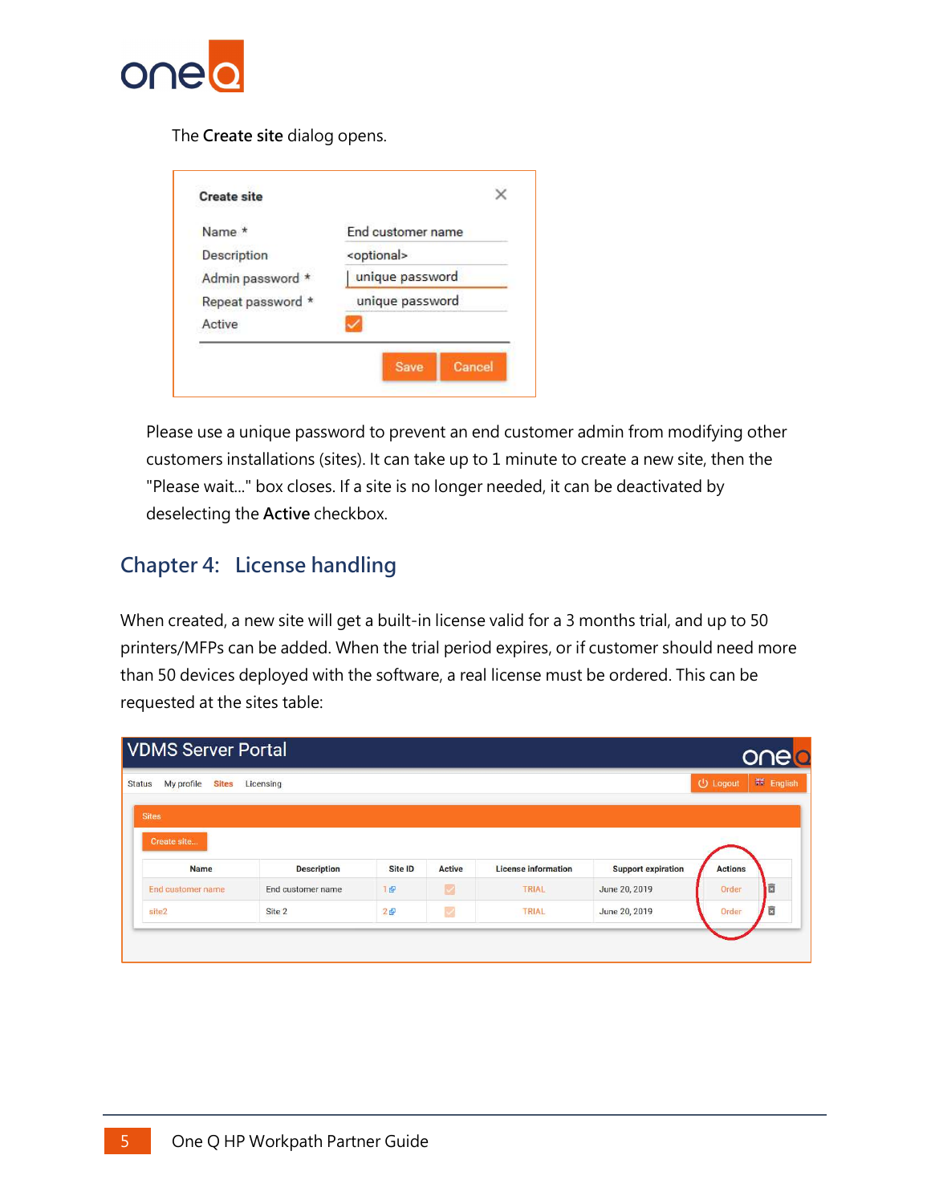The **Create site** dialog opens.

Please use a unique password to prevent an end customer admin from modifying other customers installations (sites). It can take up to 1 minute to create a new site, then the "Please wait..." box closes. If a site is no longer needed, it can be deactivated by deselecting the **Active** checkbox.

## Chapter 4: License handling

When created, a new site will get a built-in license valid for a 3 months trial, and up to 50 printers/MFPs can be added. When the trial period expires, or if customer should need more than 50 devices deployed with the software, a real license must be ordered. This can be requested at the sites table: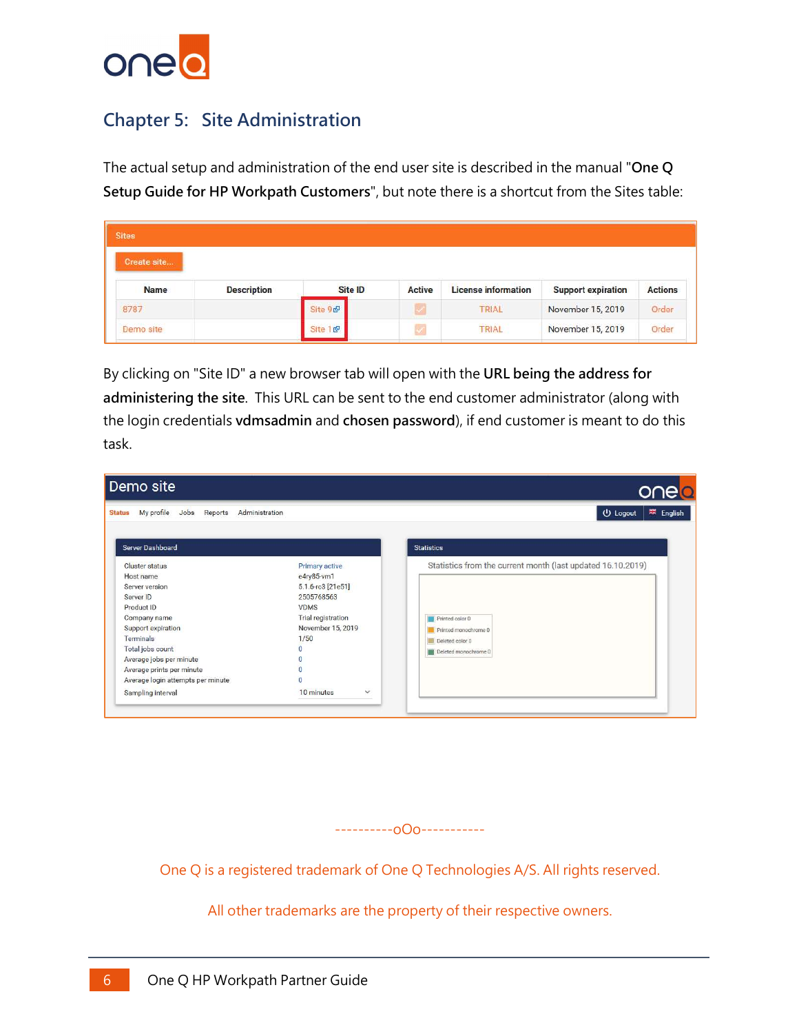# Chapter 5: Site Administration

The actual setup and administration of the end user site is described in the manual "**One Q Setup Guide for HP Workpath Customers**", but note there is a shortcut from the Sites table:

Sites

Create site...

| Name | Description | Site ID | Active | License information | Support expiration | Actions |
|---|---|---|---|---|---|---|
| 8787 | | Site 9 | ✓ | TRIAL | November 15, 2019 | Order |
| Demo site | | Site 1 | ✓ | TRIAL | November 15, 2019 | Order |

By clicking on "Site ID" a new browser tab will open with the **URL being the address for administering the site**. This URL can be sent to the end customer administrator (along with the login credentials **vdmsadmin** and **chosen password**), if end customer is meant to do this task.

Demo site

Status My profile Jobs Reports Administration

Logout English

Server Dashboard

| | |
|---|---|
| Cluster status | Primary active |
| Host name | e4ry85-vm1 |
| Server version | 5.1.6-rc3 [21e51] |
| Server ID | 2505768563 |
| Product ID | VDMS |
| Company name | Trial registration |
| Support expiration | November 15, 2019 |
| Terminals | 1/50 |
| Total jobs count | 0 |
| Average jobs per minute | 0 |
| Average prints per minute | 0 |
| Average login attempts per minute | 0 |
| Sampling interval | 10 minutes |

Statistics

Statistics from the current month (last updated 16.10.2019)

Printed color 0
Printed monochrome 0
Deleted color 0
Deleted monochrome 0

----------oOo-----------

One Q is a registered trademark of One Q Technologies A/S. All rights reserved.

All other trademarks are the property of their respective owners.